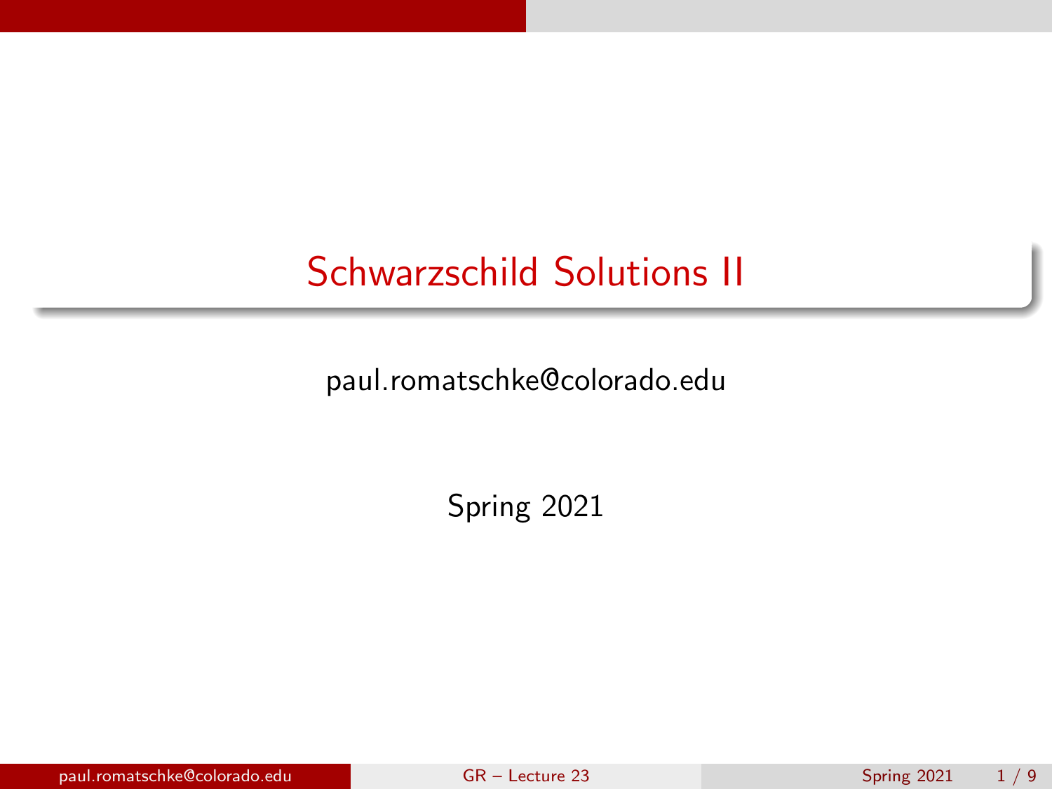# Schwarzschild Solutions II

paul.romatschke@colorado.edu

Spring 2021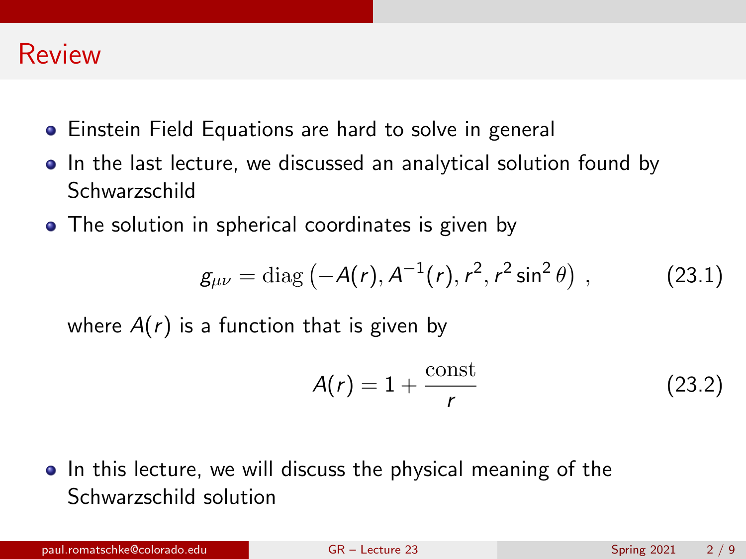# Review

- Einstein Field Equations are hard to solve in general
- In the last lecture, we discussed an analytical solution found by Schwarzschild
- The solution in spherical coordinates is given by

$$g_{\mu\nu} = \mathrm{diag}\left(-A(r), A^{-1}(r), r^2, r^2 \sin^2\theta\right) \,, \tag{23.1}$$

  where $A(r)$ is a function that is given by

$$A(r) = 1 + \frac{\mathrm{const}}{r} \tag{23.2}$$

- In this lecture, we will discuss the physical meaning of the Schwarzschild solution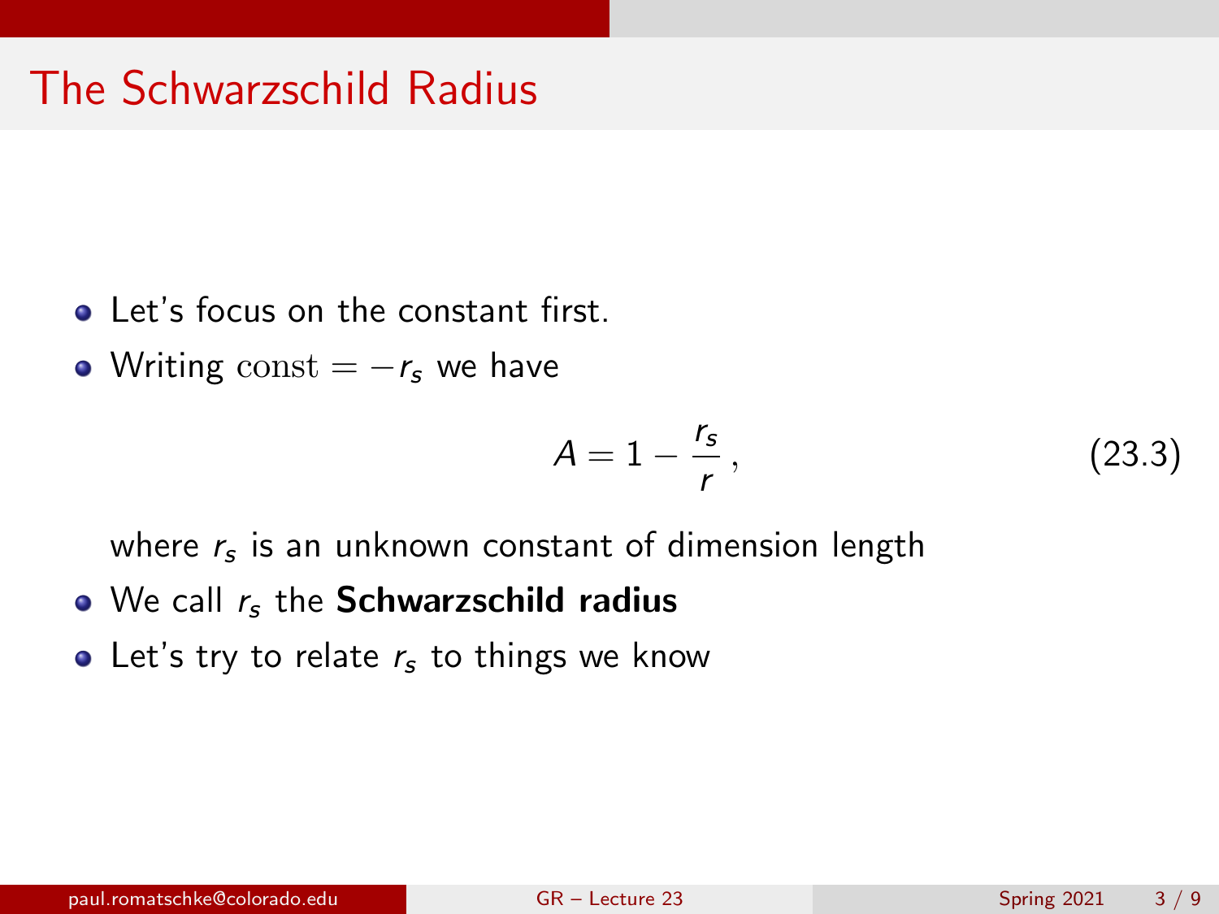# The Schwarzschild Radius

- Let's focus on the constant first.
- Writing $\text{const} = -r_s$ we have

$$A = 1 - \frac{r_s}{r}\,, \tag{23.3}$$

  where $r_s$ is an unknown constant of dimension length
- We call $r_s$ the **Schwarzschild radius**
- Let's try to relate $r_s$ to things we know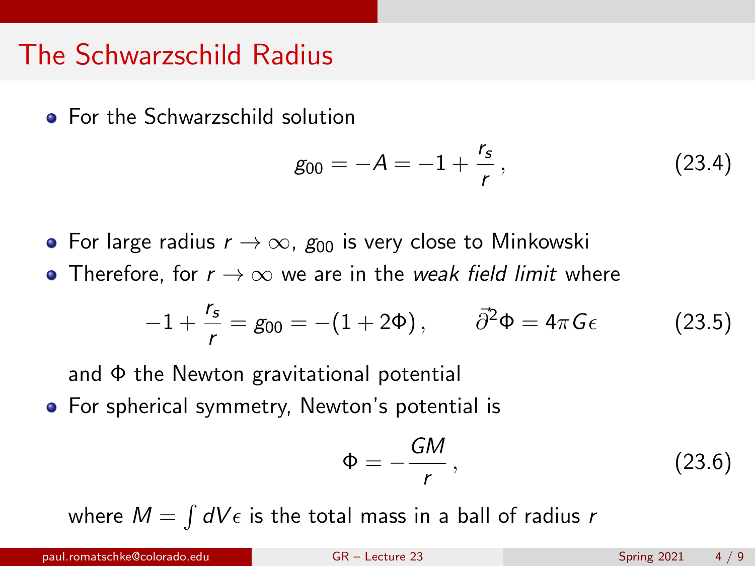# The Schwarzschild Radius

- For the Schwarzschild solution

$$g_{00} = -A = -1 + \frac{r_s}{r}\,, \tag{23.4}$$

- For large radius $r \to \infty$, $g_{00}$ is very close to Minkowski
- Therefore, for $r \to \infty$ we are in the *weak field limit* where

$$-1 + \frac{r_s}{r} = g_{00} = -(1 + 2\Phi)\,, \qquad \vec{\partial}^2 \Phi = 4\pi G \epsilon \tag{23.5}$$

  and $\Phi$ the Newton gravitational potential
- For spherical symmetry, Newton's potential is

$$\Phi = -\frac{GM}{r}\,, \tag{23.6}$$

  where $M = \int dV \epsilon$ is the total mass in a ball of radius $r$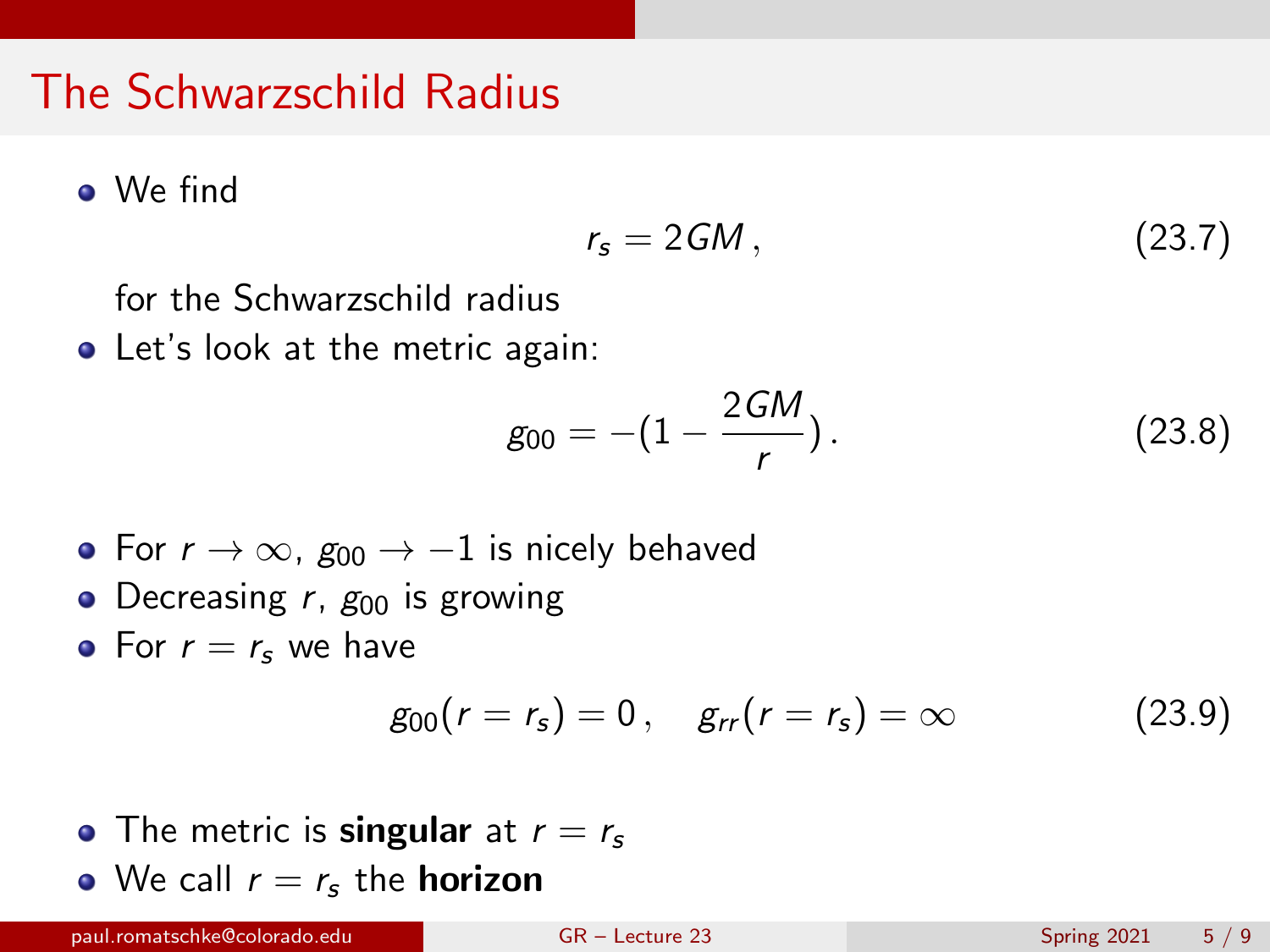# The Schwarzschild Radius

- We find

$$r_s = 2GM\,, \tag{23.7}$$

  for the Schwarzschild radius
- Let's look at the metric again:

$$g_{00} = -(1 - \frac{2GM}{r})\,. \tag{23.8}$$

- For $r \to \infty$, $g_{00} \to -1$ is nicely behaved
- Decreasing $r$, $g_{00}$ is growing
- For $r = r_s$ we have

$$g_{00}(r = r_s) = 0\,, \quad g_{rr}(r = r_s) = \infty \tag{23.9}$$

- The metric is **singular** at $r = r_s$
- We call $r = r_s$ the **horizon**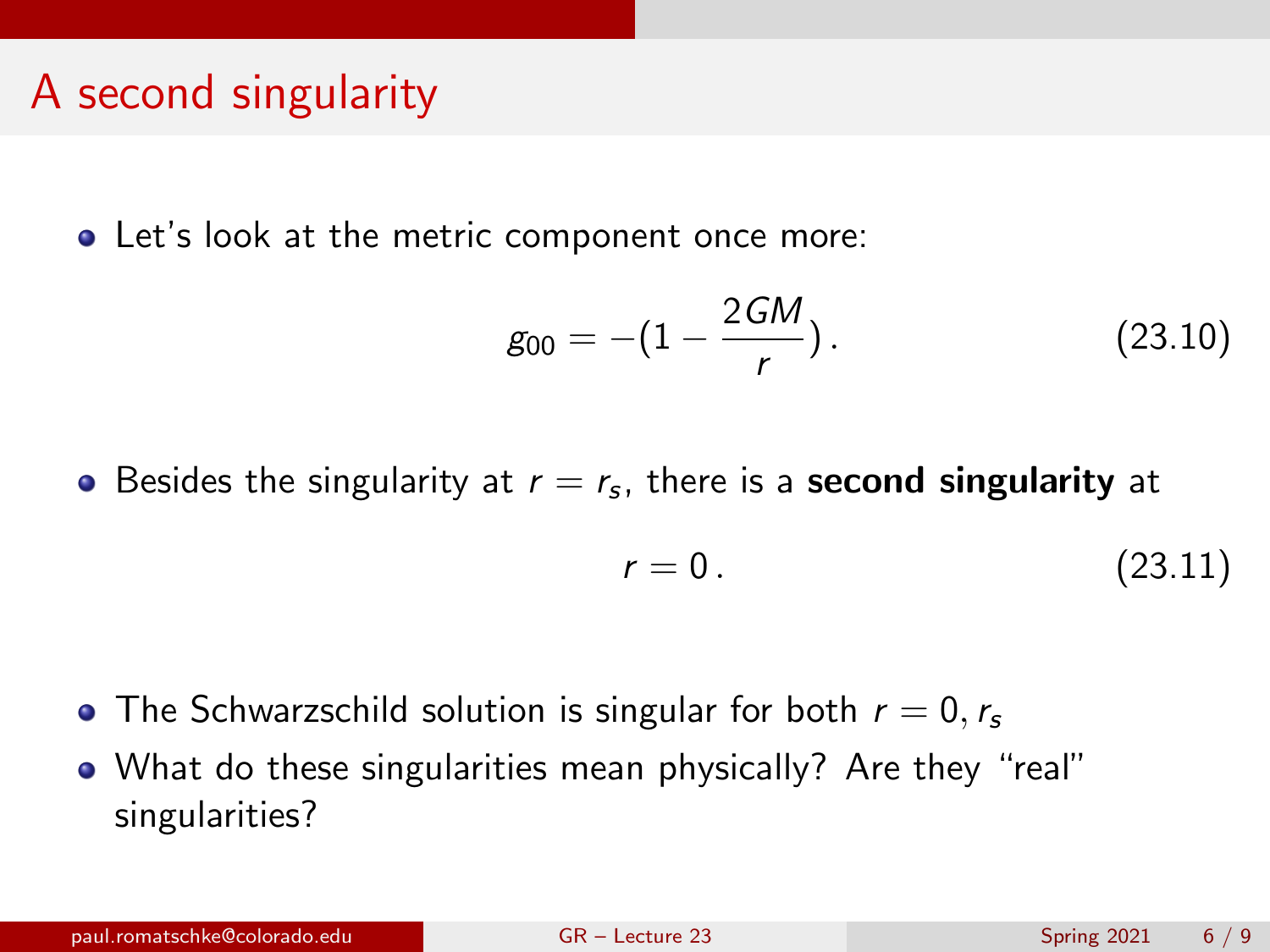# A second singularity

- Let's look at the metric component once more:

$$g_{00} = -(1 - \frac{2GM}{r}) . \tag{23.10}$$

- Besides the singularity at $r = r_s$, there is a **second singularity** at

$$r = 0 . \tag{23.11}$$

- The Schwarzschild solution is singular for both $r = 0, r_s$
- What do these singularities mean physically? Are they "real" singularities?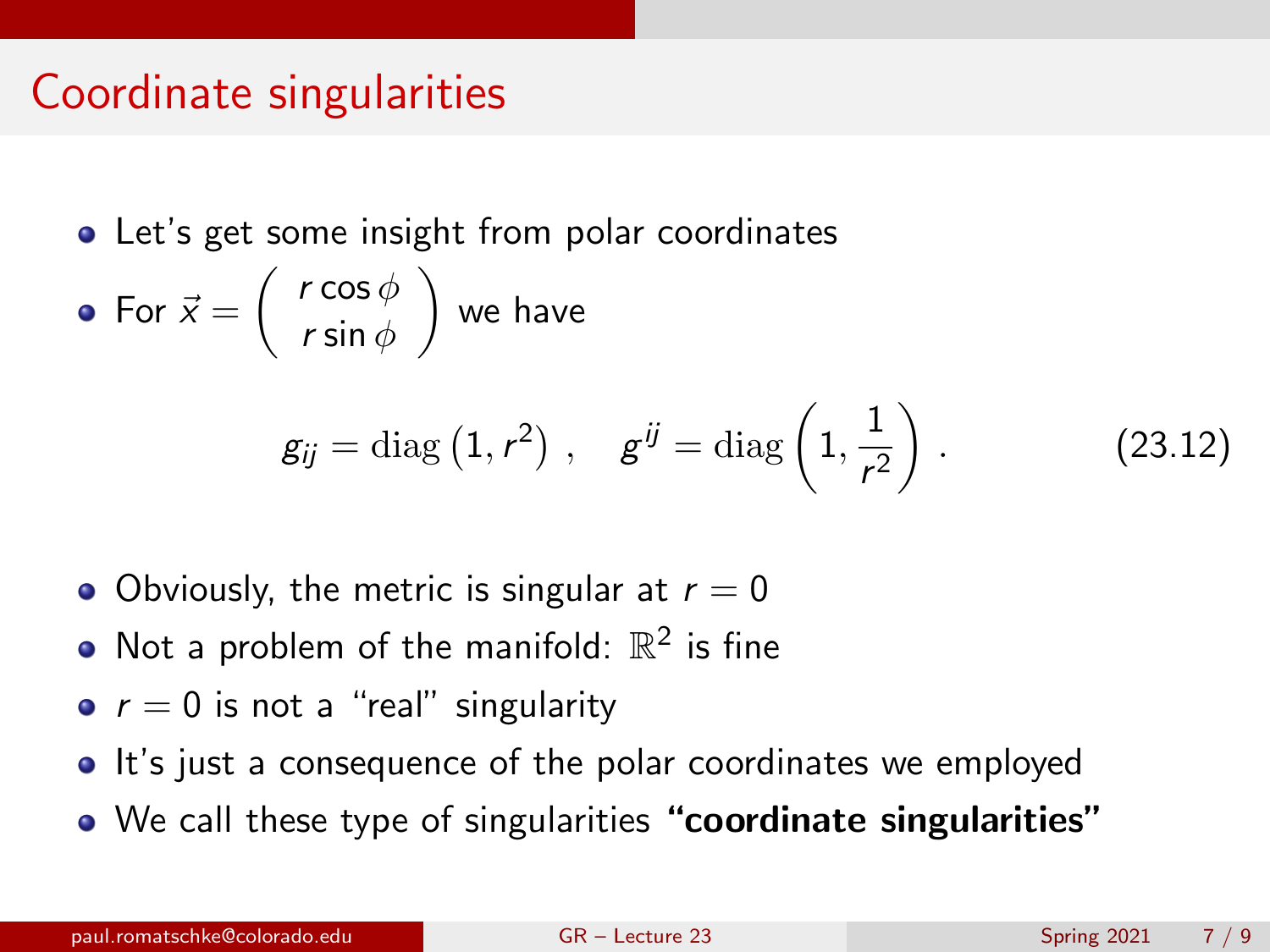# Coordinate singularities

- Let's get some insight from polar coordinates
- For $\vec{x} = \begin{pmatrix} r\cos\phi \\ r\sin\phi \end{pmatrix}$ we have

$$g_{ij} = \mathrm{diag}\left(1, r^2\right)\ , \quad g^{ij} = \mathrm{diag}\left(1, \frac{1}{r^2}\right)\ . \tag{23.12}$$

- Obviously, the metric is singular at $r = 0$
- Not a problem of the manifold: $\mathbb{R}^2$ is fine
- $r = 0$ is not a "real" singularity
- It's just a consequence of the polar coordinates we employed
- We call these type of singularities **"coordinate singularities"**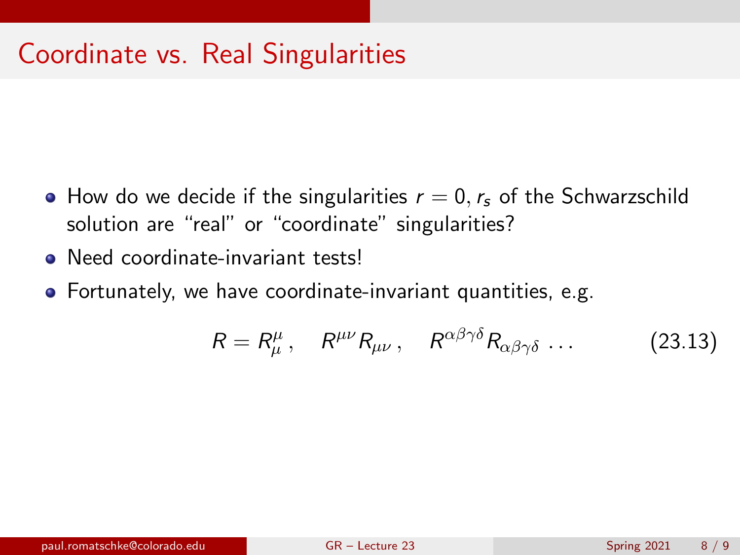## Coordinate vs. Real Singularities

- How do we decide if the singularities $r = 0, r_s$ of the Schwarzschild solution are "real" or "coordinate" singularities?
- Need coordinate-invariant tests!
- Fortunately, we have coordinate-invariant quantities, e.g.

$$R = R^{\mu}_{\mu}\,, \quad R^{\mu\nu}R_{\mu\nu}\,, \quad R^{\alpha\beta\gamma\delta}R_{\alpha\beta\gamma\delta}\;\ldots \tag{23.13}$$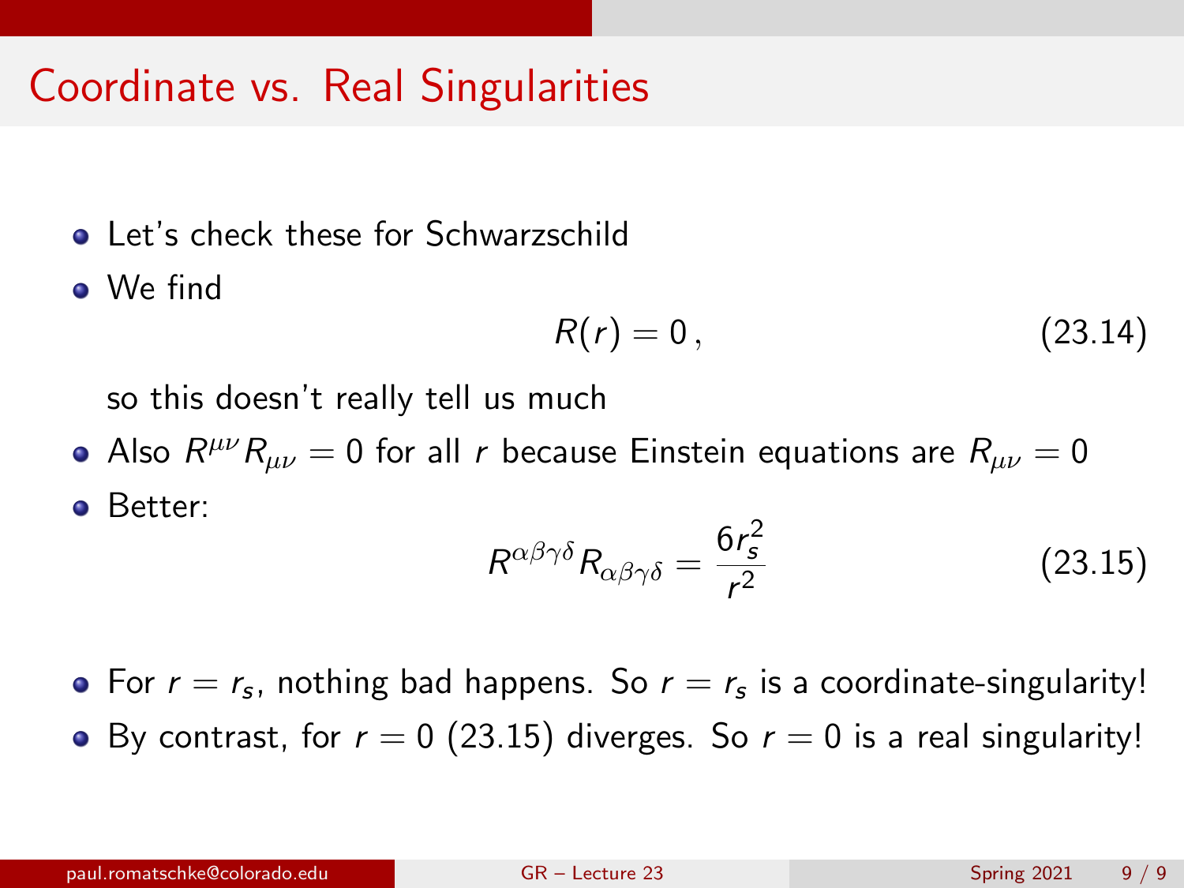# Coordinate vs. Real Singularities

- Let's check these for Schwarzschild
- We find

$$R(r) = 0\,, \tag{23.14}$$

  so this doesn't really tell us much
- Also $R^{\mu\nu}R_{\mu\nu} = 0$ for all $r$ because Einstein equations are $R_{\mu\nu} = 0$
- Better:

$$R^{\alpha\beta\gamma\delta}R_{\alpha\beta\gamma\delta} = \frac{6r_s^2}{r^2} \tag{23.15}$$

- For $r = r_s$, nothing bad happens. So $r = r_s$ is a coordinate-singularity!
- By contrast, for $r = 0$ (23.15) diverges. So $r = 0$ is a real singularity!